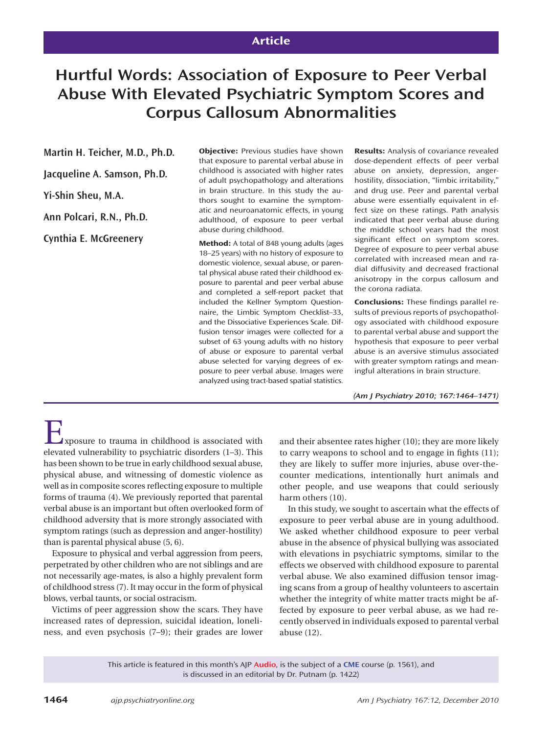Article

# Hurtful Words: Association of Exposure to Peer Verbal Abuse With Elevated Psychiatric Symptom Scores and Corpus Callosum Abnormalities

**Martin H. Teicher, M.D., Ph.D.**

**Jacqueline A. Samson, Ph.D.**

**Yi-Shin Sheu, M.A.**

**Ann Polcari, R.N., Ph.D.**

**Cynthia E. McGreenery**

**Objective:** Previous studies have shown that exposure to parental verbal abuse in childhood is associated with higher rates of adult psychopathology and alterations in brain structure. In this study the authors sought to examine the symptomatic and neuroanatomic effects, in young adulthood, of exposure to peer verbal abuse during childhood.

**Method:** A total of 848 young adults (ages 18–25 years) with no history of exposure to domestic violence, sexual abuse, or parental physical abuse rated their childhood exposure to parental and peer verbal abuse and completed a self-report packet that included the Kellner Symptom Questionnaire, the Limbic Symptom Checklist–33, and the Dissociative Experiences Scale. Diffusion tensor images were collected for a subset of 63 young adults with no history of abuse or exposure to parental verbal abuse selected for varying degrees of exposure to peer verbal abuse. Images were analyzed using tract-based spatial statistics.

**Results:** Analysis of covariance revealed dose-dependent effects of peer verbal abuse on anxiety, depression, anger-hostility, dissociation, "limbic irritability," and drug use. Peer and parental verbal abuse were essentially equivalent in effect size on these ratings. Path analysis indicated that peer verbal abuse during the middle school years had the most significant effect on symptom scores. Degree of exposure to peer verbal abuse correlated with increased mean and radial diffusivity and decreased fractional anisotropy in the corpus callosum and the corona radiata.

**Conclusions:** These findings parallel results of previous reports of psychopathology associated with childhood exposure to parental verbal abuse and support the hypothesis that exposure to peer verbal abuse is an aversive stimulus associated with greater symptom ratings and meaningful alterations in brain structure.

*(Am J Psychiatry 2010; 167:1464–1471)*

Exposure to trauma in childhood is associated with elevated vulnerability to psychiatric disorders (1–3). This has been shown to be true in early childhood sexual abuse, physical abuse, and witnessing of domestic violence as well as in composite scores reflecting exposure to multiple forms of trauma (4). We previously reported that parental verbal abuse is an important but often overlooked form of childhood adversity that is more strongly associated with symptom ratings (such as depression and anger-hostility) than is parental physical abuse (5, 6).

Exposure to physical and verbal aggression from peers, perpetrated by other children who are not siblings and are not necessarily age-mates, is also a highly prevalent form of childhood stress (7). It may occur in the form of physical blows, verbal taunts, or social ostracism.

Victims of peer aggression show the scars. They have increased rates of depression, suicidal ideation, loneliness, and even psychosis (7–9); their grades are lower and their absentee rates higher (10); they are more likely to carry weapons to school and to engage in fights (11); they are likely to suffer more injuries, abuse over-the-counter medications, intentionally hurt animals and other people, and use weapons that could seriously harm others (10).

In this study, we sought to ascertain what the effects of exposure to peer verbal abuse are in young adulthood. We asked whether childhood exposure to peer verbal abuse in the absence of physical bullying was associated with elevations in psychiatric symptoms, similar to the effects we observed with childhood exposure to parental verbal abuse. We also examined diffusion tensor imaging scans from a group of healthy volunteers to ascertain whether the integrity of white matter tracts might be affected by exposure to peer verbal abuse, as we had recently observed in individuals exposed to parental verbal abuse (12).

This article is featured in this month's AJP Audio, is the subject of a CME course (p. 1561), and is discussed in an editorial by Dr. Putnam (p. 1422)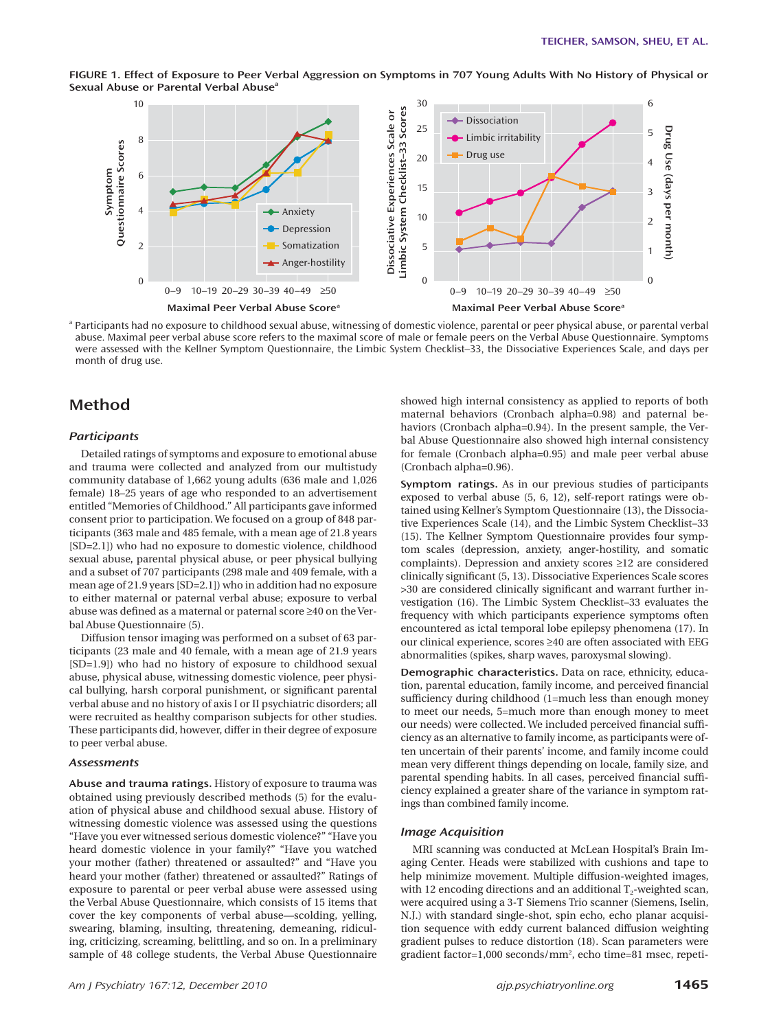FIGURE 1. Effect of Exposure to Peer Verbal Aggression on Symptoms in 707 Young Adults With No History of Physical or Sexual Abuse or Parental Verbal Abuse[a]

[a] Participants had no exposure to childhood sexual abuse, witnessing of domestic violence, parental or peer physical abuse, or parental verbal abuse. Maximal peer verbal abuse score refers to the maximal score of male or female peers on the Verbal Abuse Questionnaire. Symptoms were assessed with the Kellner Symptom Questionnaire, the Limbic System Checklist–33, the Dissociative Experiences Scale, and days per month of drug use.

## Method

### Participants

Detailed ratings of symptoms and exposure to emotional abuse and trauma were collected and analyzed from our multistudy community database of 1,662 young adults (636 male and 1,026 female) 18–25 years of age who responded to an advertisement entitled "Memories of Childhood." All participants gave informed consent prior to participation. We focused on a group of 848 participants (363 male and 485 female, with a mean age of 21.8 years [SD=2.1]) who had no exposure to domestic violence, childhood sexual abuse, parental physical abuse, or peer physical bullying and a subset of 707 participants (298 male and 409 female, with a mean age of 21.9 years [SD=2.1]) who in addition had no exposure to either maternal or paternal verbal abuse; exposure to verbal abuse was defined as a maternal or paternal score ≥40 on the Verbal Abuse Questionnaire (5).

Diffusion tensor imaging was performed on a subset of 63 participants (23 male and 40 female, with a mean age of 21.9 years [SD=1.9]) who had no history of exposure to childhood sexual abuse, physical abuse, witnessing domestic violence, peer physical bullying, harsh corporal punishment, or significant parental verbal abuse and no history of axis I or II psychiatric disorders; all were recruited as healthy comparison subjects for other studies. These participants did, however, differ in their degree of exposure to peer verbal abuse.

### Assessments

**Abuse and trauma ratings.** History of exposure to trauma was obtained using previously described methods (5) for the evaluation of physical abuse and childhood sexual abuse. History of witnessing domestic violence was assessed using the questions "Have you ever witnessed serious domestic violence?" "Have you heard domestic violence in your family?" "Have you watched your mother (father) threatened or assaulted?" and "Have you heard your mother (father) threatened or assaulted?" Ratings of exposure to parental or peer verbal abuse were assessed using the Verbal Abuse Questionnaire, which consists of 15 items that cover the key components of verbal abuse—scolding, yelling, swearing, blaming, insulting, threatening, demeaning, ridiculing, criticizing, screaming, belittling, and so on. In a preliminary sample of 48 college students, the Verbal Abuse Questionnaire showed high internal consistency as applied to reports of both maternal behaviors (Cronbach alpha=0.98) and paternal behaviors (Cronbach alpha=0.94). In the present sample, the Verbal Abuse Questionnaire also showed high internal consistency for female (Cronbach alpha=0.95) and male peer verbal abuse (Cronbach alpha=0.96).

**Symptom ratings.** As in our previous studies of participants exposed to verbal abuse (5, 6, 12), self-report ratings were obtained using Kellner's Symptom Questionnaire (13), the Dissociative Experiences Scale (14), and the Limbic System Checklist–33 (15). The Kellner Symptom Questionnaire provides four symptom scales (depression, anxiety, anger-hostility, and somatic complaints). Depression and anxiety scores ≥12 are considered clinically significant (5, 13). Dissociative Experiences Scale scores >30 are considered clinically significant and warrant further investigation (16). The Limbic System Checklist–33 evaluates the frequency with which participants experience symptoms often encountered as ictal temporal lobe epilepsy phenomena (17). In our clinical experience, scores ≥40 are often associated with EEG abnormalities (spikes, sharp waves, paroxysmal slowing).

**Demographic characteristics.** Data on race, ethnicity, education, parental education, family income, and perceived financial sufficiency during childhood (1=much less than enough money to meet our needs, 5=much more than enough money to meet our needs) were collected. We included perceived financial sufficiency as an alternative to family income, as participants were often uncertain of their parents' income, and family income could mean very different things depending on locale, family size, and parental spending habits. In all cases, perceived financial sufficiency explained a greater share of the variance in symptom ratings than combined family income.

### Image Acquisition

MRI scanning was conducted at McLean Hospital's Brain Imaging Center. Heads were stabilized with cushions and tape to help minimize movement. Multiple diffusion-weighted images, with 12 encoding directions and an additional $T_2$-weighted scan, were acquired using a 3-T Siemens Trio scanner (Siemens, Iselin, N.J.) with standard single-shot, spin echo, echo planar acquisition sequence with eddy current balanced diffusion weighting gradient pulses to reduce distortion (18). Scan parameters were gradient factor=1,000 seconds/mm$^2$, echo time=81 msec, repeti-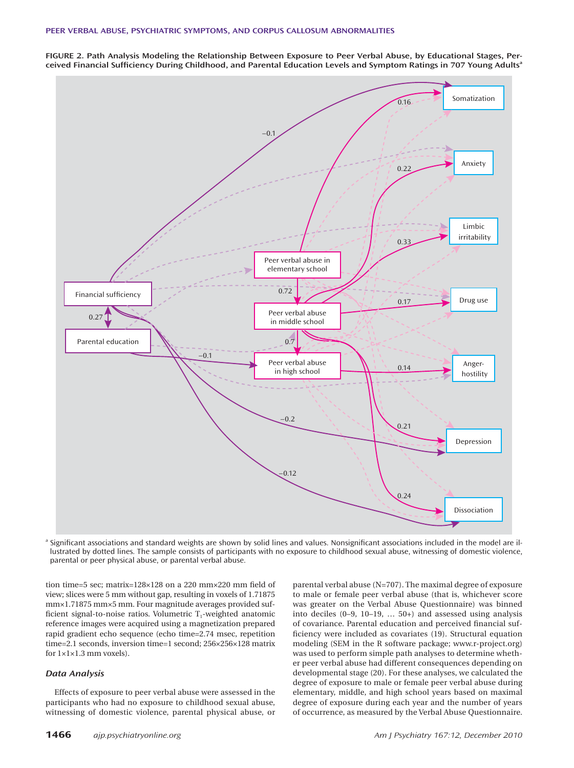FIGURE 2. Path Analysis Modeling the Relationship Between Exposure to Peer Verbal Abuse, by Educational Stages, Perceived Financial Sufficiency During Childhood, and Parental Education Levels and Symptom Ratings in 707 Young Adults[a]

[a] Significant associations and standard weights are shown by solid lines and values. Nonsignificant associations included in the model are illustrated by dotted lines. The sample consists of participants with no exposure to childhood sexual abuse, witnessing of domestic violence, parental or peer physical abuse, or parental verbal abuse.

tion time=5 sec; matrix=128×128 on a 220 mm×220 mm field of view; slices were 5 mm without gap, resulting in voxels of 1.71875 mm×1.71875 mm×5 mm. Four magnitude averages provided sufficient signal-to-noise ratios. Volumetric $T_1$-weighted anatomic reference images were acquired using a magnetization prepared rapid gradient echo sequence (echo time=2.74 msec, repetition time=2.1 seconds, inversion time=1 second; 256×256×128 matrix for 1×1×1.3 mm voxels).

### *Data Analysis*

Effects of exposure to peer verbal abuse were assessed in the participants who had no exposure to childhood sexual abuse, witnessing of domestic violence, parental physical abuse, or parental verbal abuse (N=707). The maximal degree of exposure to male or female peer verbal abuse (that is, whichever score was greater on the Verbal Abuse Questionnaire) was binned into deciles (0–9, 10–19, … 50+) and assessed using analysis of covariance. Parental education and perceived financial sufficiency were included as covariates (19). Structural equation modeling (SEM in the R software package; www.r-project.org) was used to perform simple path analyses to determine whether peer verbal abuse had different consequences depending on developmental stage (20). For these analyses, we calculated the degree of exposure to male or female peer verbal abuse during elementary, middle, and high school years based on maximal degree of exposure during each year and the number of years of occurrence, as measured by the Verbal Abuse Questionnaire.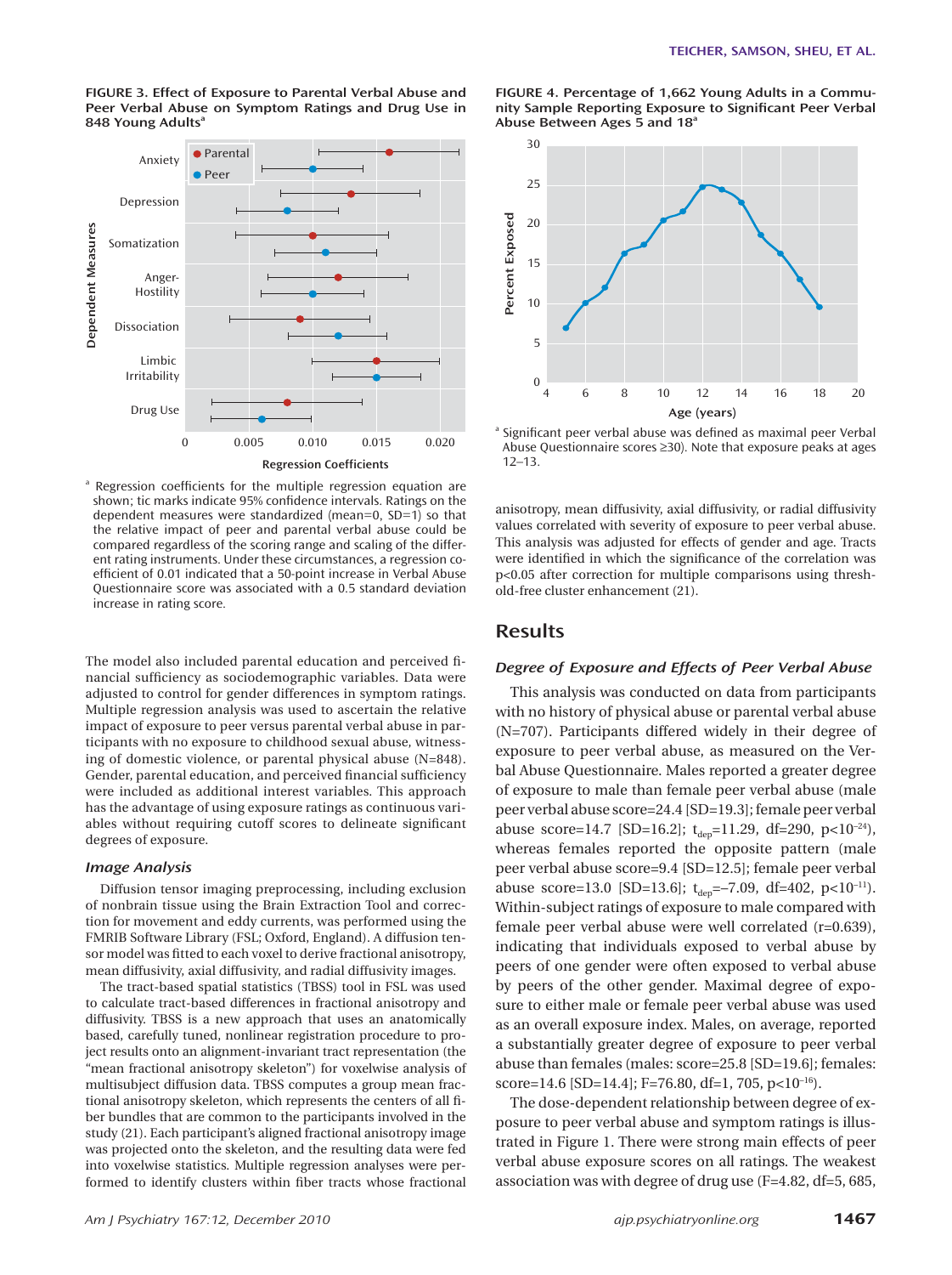FIGURE 3. Effect of Exposure to Parental Verbal Abuse and Peer Verbal Abuse on Symptom Ratings and Drug Use in 848 Young Adults[a]

[a] Regression coefficients for the multiple regression equation are shown; tic marks indicate 95% confidence intervals. Ratings on the dependent measures were standardized (mean=0, SD=1) so that the relative impact of peer and parental verbal abuse could be compared regardless of the scoring range and scaling of the different rating instruments. Under these circumstances, a regression coefficient of 0.01 indicated that a 50-point increase in Verbal Abuse Questionnaire score was associated with a 0.5 standard deviation increase in rating score.

FIGURE 4. Percentage of 1,662 Young Adults in a Community Sample Reporting Exposure to Significant Peer Verbal Abuse Between Ages 5 and 18[a]

[a] Significant peer verbal abuse was defined as maximal peer Verbal Abuse Questionnaire scores ≥30). Note that exposure peaks at ages 12–13.

The model also included parental education and perceived financial sufficiency as sociodemographic variables. Data were adjusted to control for gender differences in symptom ratings. Multiple regression analysis was used to ascertain the relative impact of exposure to peer versus parental verbal abuse in participants with no exposure to childhood sexual abuse, witnessing of domestic violence, or parental physical abuse (N=848). Gender, parental education, and perceived financial sufficiency were included as additional interest variables. This approach has the advantage of using exposure ratings as continuous variables without requiring cutoff scores to delineate significant degrees of exposure.

### *Image Analysis*

Diffusion tensor imaging preprocessing, including exclusion of nonbrain tissue using the Brain Extraction Tool and correction for movement and eddy currents, was performed using the FMRIB Software Library (FSL; Oxford, England). A diffusion tensor model was fitted to each voxel to derive fractional anisotropy, mean diffusivity, axial diffusivity, and radial diffusivity images.

The tract-based spatial statistics (TBSS) tool in FSL was used to calculate tract-based differences in fractional anisotropy and diffusivity. TBSS is a new approach that uses an anatomically based, carefully tuned, nonlinear registration procedure to project results onto an alignment-invariant tract representation (the "mean fractional anisotropy skeleton") for voxelwise analysis of multisubject diffusion data. TBSS computes a group mean fractional anisotropy skeleton, which represents the centers of all fiber bundles that are common to the participants involved in the study (21). Each participant's aligned fractional anisotropy image was projected onto the skeleton, and the resulting data were fed into voxelwise statistics. Multiple regression analyses were performed to identify clusters within fiber tracts whose fractional anisotropy, mean diffusivity, axial diffusivity, or radial diffusivity values correlated with severity of exposure to peer verbal abuse. This analysis was adjusted for effects of gender and age. Tracts were identified in which the significance of the correlation was p<0.05 after correction for multiple comparisons using threshold-free cluster enhancement (21).

## Results

### *Degree of Exposure and Effects of Peer Verbal Abuse*

This analysis was conducted on data from participants with no history of physical abuse or parental verbal abuse (N=707). Participants differed widely in their degree of exposure to peer verbal abuse, as measured on the Verbal Abuse Questionnaire. Males reported a greater degree of exposure to male than female peer verbal abuse (male peer verbal abuse score=24.4 [SD=19.3]; female peer verbal abuse score=14.7 [SD=16.2]; $t_{dep}$=11.29, df=290, $p<10^{-24}$), whereas females reported the opposite pattern (male peer verbal abuse score=9.4 [SD=12.5]; female peer verbal abuse score=13.0 [SD=13.6]; $t_{dep}$=–7.09, df=402, $p<10^{-11}$). Within-subject ratings of exposure to male compared with female peer verbal abuse were well correlated (r=0.639), indicating that individuals exposed to verbal abuse by peers of one gender were often exposed to verbal abuse by peers of the other gender. Maximal degree of exposure to either male or female peer verbal abuse was used as an overall exposure index. Males, on average, reported a substantially greater degree of exposure to peer verbal abuse than females (males: score=25.8 [SD=19.6]; females: score=14.6 [SD=14.4]; F=76.80, df=1, 705, $p<10^{-16}$).

The dose-dependent relationship between degree of exposure to peer verbal abuse and symptom ratings is illustrated in Figure 1. There were strong main effects of peer verbal abuse exposure scores on all ratings. The weakest association was with degree of drug use (F=4.82, df=5, 685,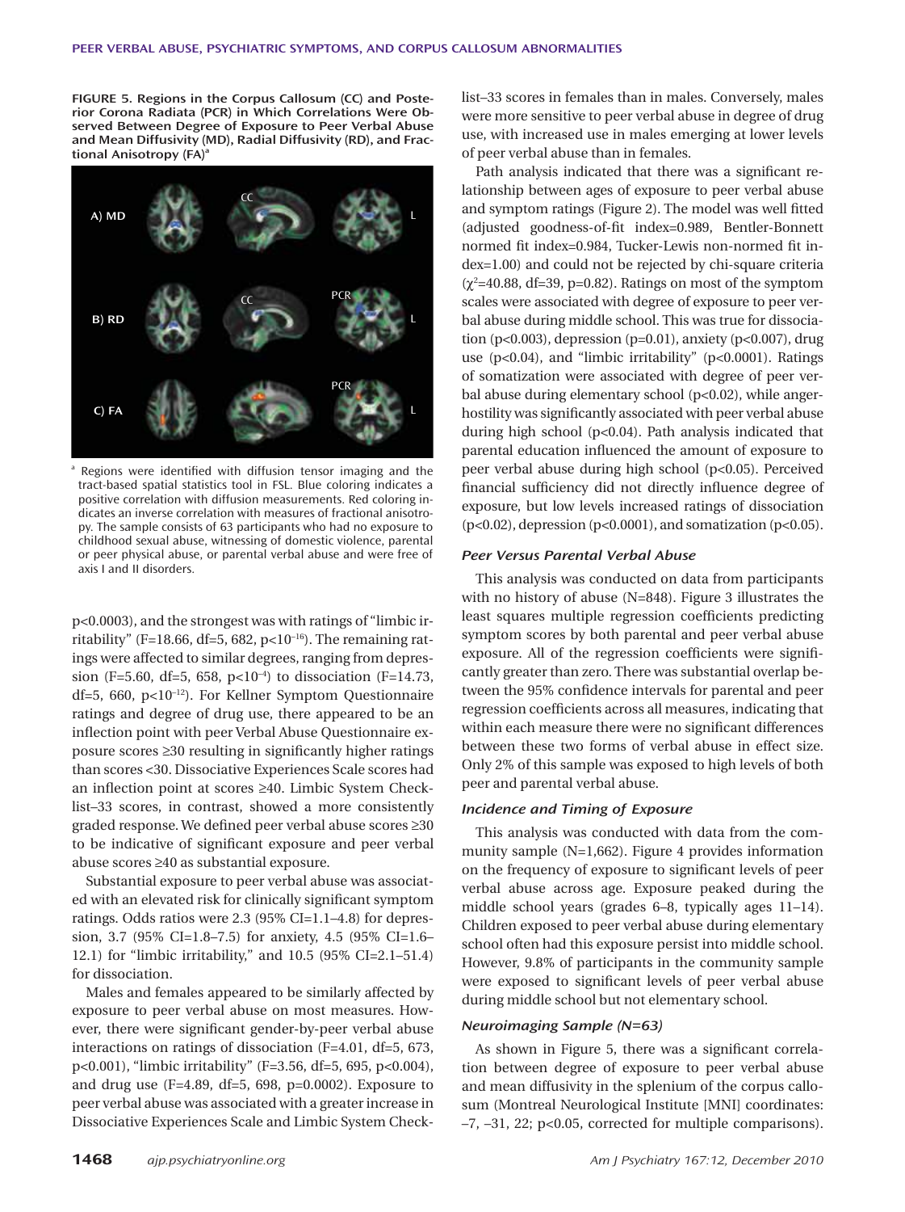FIGURE 5. Regions in the Corpus Callosum (CC) and Posterior Corona Radiata (PCR) in Which Correlations Were Observed Between Degree of Exposure to Peer Verbal Abuse and Mean Diffusivity (MD), Radial Diffusivity (RD), and Fractional Anisotropy (FA)[a]

[a] Regions were identified with diffusion tensor imaging and the tract-based spatial statistics tool in FSL. Blue coloring indicates a positive correlation with diffusion measurements. Red coloring indicates an inverse correlation with measures of fractional anisotropy. The sample consists of 63 participants who had no exposure to childhood sexual abuse, witnessing of domestic violence, parental or peer physical abuse, or parental verbal abuse and were free of axis I and II disorders.

$p<0.0003$), and the strongest was with ratings of "limbic irritability" ($F=18.66$, $df=5, 682$, $p<10^{-16}$). The remaining ratings were affected to similar degrees, ranging from depression ($F=5.60$, $df=5, 658$, $p<10^{-4}$) to dissociation ($F=14.73$, $df=5, 660$, $p<10^{-12}$). For Kellner Symptom Questionnaire ratings and degree of drug use, there appeared to be an inflection point with peer Verbal Abuse Questionnaire exposure scores ≥30 resulting in significantly higher ratings than scores <30. Dissociative Experiences Scale scores had an inflection point at scores ≥40. Limbic System Checklist–33 scores, in contrast, showed a more consistently graded response. We defined peer verbal abuse scores ≥30 to be indicative of significant exposure and peer verbal abuse scores ≥40 as substantial exposure.

Substantial exposure to peer verbal abuse was associated with an elevated risk for clinically significant symptom ratings. Odds ratios were 2.3 (95% CI=1.1–4.8) for depression, 3.7 (95% CI=1.8–7.5) for anxiety, 4.5 (95% CI=1.6–12.1) for "limbic irritability," and 10.5 (95% CI=2.1–51.4) for dissociation.

Males and females appeared to be similarly affected by exposure to peer verbal abuse on most measures. However, there were significant gender-by-peer verbal abuse interactions on ratings of dissociation ($F=4.01$, $df=5, 673$, $p<0.001$), "limbic irritability" ($F=3.56$, $df=5, 695$, $p<0.004$), and drug use ($F=4.89$, $df=5, 698$, $p=0.0002$). Exposure to peer verbal abuse was associated with a greater increase in Dissociative Experiences Scale and Limbic System Checklist–33 scores in females than in males. Conversely, males were more sensitive to peer verbal abuse in degree of drug use, with increased use in males emerging at lower levels of peer verbal abuse than in females.

Path analysis indicated that there was a significant relationship between ages of exposure to peer verbal abuse and symptom ratings (Figure 2). The model was well fitted (adjusted goodness-of-fit index=0.989, Bentler-Bonnett normed fit index=0.984, Tucker-Lewis non-normed fit index=1.00) and could not be rejected by chi-square criteria ($\chi^2=40.88$, $df=39$, $p=0.82$). Ratings on most of the symptom scales were associated with degree of exposure to peer verbal abuse during middle school. This was true for dissociation ($p<0.003$), depression ($p=0.01$), anxiety ($p<0.007$), drug use ($p<0.04$), and "limbic irritability" ($p<0.0001$). Ratings of somatization were associated with degree of peer verbal abuse during elementary school ($p<0.02$), while anger-hostility was significantly associated with peer verbal abuse during high school ($p<0.04$). Path analysis indicated that parental education influenced the amount of exposure to peer verbal abuse during high school ($p<0.05$). Perceived financial sufficiency did not directly influence degree of exposure, but low levels increased ratings of dissociation ($p<0.02$), depression ($p<0.0001$), and somatization ($p<0.05$).

### *Peer Versus Parental Verbal Abuse*

This analysis was conducted on data from participants with no history of abuse (N=848). Figure 3 illustrates the least squares multiple regression coefficients predicting symptom scores by both parental and peer verbal abuse exposure. All of the regression coefficients were significantly greater than zero. There was substantial overlap between the 95% confidence intervals for parental and peer regression coefficients across all measures, indicating that within each measure there were no significant differences between these two forms of verbal abuse in effect size. Only 2% of this sample was exposed to high levels of both peer and parental verbal abuse.

### *Incidence and Timing of Exposure*

This analysis was conducted with data from the community sample (N=1,662). Figure 4 provides information on the frequency of exposure to significant levels of peer verbal abuse across age. Exposure peaked during the middle school years (grades 6–8, typically ages 11–14). Children exposed to peer verbal abuse during elementary school often had this exposure persist into middle school. However, 9.8% of participants in the community sample were exposed to significant levels of peer verbal abuse during middle school but not elementary school.

### *Neuroimaging Sample (N=63)*

As shown in Figure 5, there was a significant correlation between degree of exposure to peer verbal abuse and mean diffusivity in the splenium of the corpus callosum (Montreal Neurological Institute [MNI] coordinates: –7, –31, 22; $p<0.05$, corrected for multiple comparisons).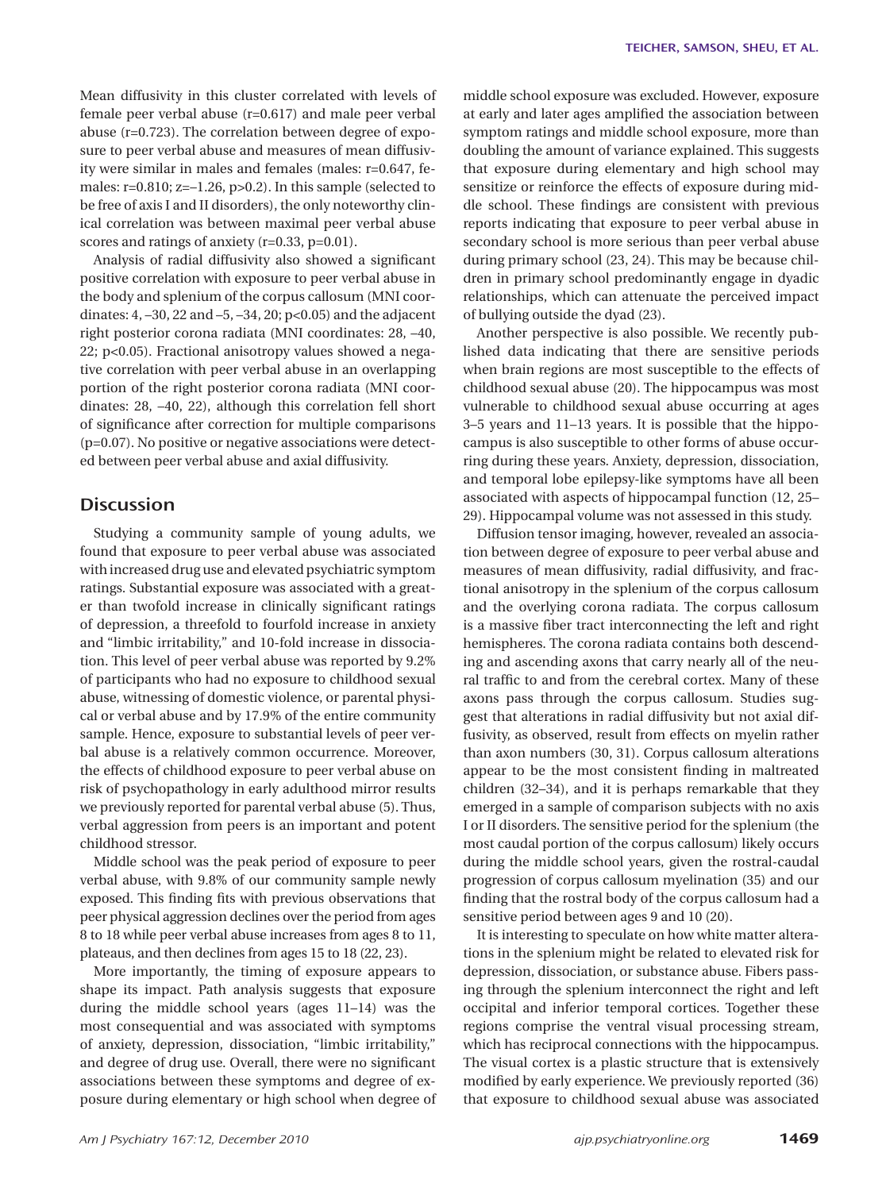Mean diffusivity in this cluster correlated with levels of female peer verbal abuse ($r=0.617$) and male peer verbal abuse ($r=0.723$). The correlation between degree of exposure to peer verbal abuse and measures of mean diffusivity were similar in males and females (males: $r=0.647$, females: $r=0.810$; $z=-1.26$, $p>0.2$). In this sample (selected to be free of axis I and II disorders), the only noteworthy clinical correlation was between maximal peer verbal abuse scores and ratings of anxiety ($r=0.33$, $p=0.01$).

Analysis of radial diffusivity also showed a significant positive correlation with exposure to peer verbal abuse in the body and splenium of the corpus callosum (MNI coordinates: 4, –30, 22 and –5, –34, 20; $p<0.05$) and the adjacent right posterior corona radiata (MNI coordinates: 28, –40, 22; $p<0.05$). Fractional anisotropy values showed a negative correlation with peer verbal abuse in an overlapping portion of the right posterior corona radiata (MNI coordinates: 28, –40, 22), although this correlation fell short of significance after correction for multiple comparisons ($p=0.07$). No positive or negative associations were detected between peer verbal abuse and axial diffusivity.

## Discussion

Studying a community sample of young adults, we found that exposure to peer verbal abuse was associated with increased drug use and elevated psychiatric symptom ratings. Substantial exposure was associated with a greater than twofold increase in clinically significant ratings of depression, a threefold to fourfold increase in anxiety and "limbic irritability," and 10-fold increase in dissociation. This level of peer verbal abuse was reported by 9.2% of participants who had no exposure to childhood sexual abuse, witnessing of domestic violence, or parental physical or verbal abuse and by 17.9% of the entire community sample. Hence, exposure to substantial levels of peer verbal abuse is a relatively common occurrence. Moreover, the effects of childhood exposure to peer verbal abuse on risk of psychopathology in early adulthood mirror results we previously reported for parental verbal abuse (5). Thus, verbal aggression from peers is an important and potent childhood stressor.

Middle school was the peak period of exposure to peer verbal abuse, with 9.8% of our community sample newly exposed. This finding fits with previous observations that peer physical aggression declines over the period from ages 8 to 18 while peer verbal abuse increases from ages 8 to 11, plateaus, and then declines from ages 15 to 18 (22, 23).

More importantly, the timing of exposure appears to shape its impact. Path analysis suggests that exposure during the middle school years (ages 11–14) was the most consequential and was associated with symptoms of anxiety, depression, dissociation, "limbic irritability," and degree of drug use. Overall, there were no significant associations between these symptoms and degree of exposure during elementary or high school when degree of middle school exposure was excluded. However, exposure at early and later ages amplified the association between symptom ratings and middle school exposure, more than doubling the amount of variance explained. This suggests that exposure during elementary and high school may sensitize or reinforce the effects of exposure during middle school. These findings are consistent with previous reports indicating that exposure to peer verbal abuse in secondary school is more serious than peer verbal abuse during primary school (23, 24). This may be because children in primary school predominantly engage in dyadic relationships, which can attenuate the perceived impact of bullying outside the dyad (23).

Another perspective is also possible. We recently published data indicating that there are sensitive periods when brain regions are most susceptible to the effects of childhood sexual abuse (20). The hippocampus was most vulnerable to childhood sexual abuse occurring at ages 3–5 years and 11–13 years. It is possible that the hippocampus is also susceptible to other forms of abuse occurring during these years. Anxiety, depression, dissociation, and temporal lobe epilepsy-like symptoms have all been associated with aspects of hippocampal function (12, 25–29). Hippocampal volume was not assessed in this study.

Diffusion tensor imaging, however, revealed an association between degree of exposure to peer verbal abuse and measures of mean diffusivity, radial diffusivity, and fractional anisotropy in the splenium of the corpus callosum and the overlying corona radiata. The corpus callosum is a massive fiber tract interconnecting the left and right hemispheres. The corona radiata contains both descending and ascending axons that carry nearly all of the neural traffic to and from the cerebral cortex. Many of these axons pass through the corpus callosum. Studies suggest that alterations in radial diffusivity but not axial diffusivity, as observed, result from effects on myelin rather than axon numbers (30, 31). Corpus callosum alterations appear to be the most consistent finding in maltreated children (32–34), and it is perhaps remarkable that they emerged in a sample of comparison subjects with no axis I or II disorders. The sensitive period for the splenium (the most caudal portion of the corpus callosum) likely occurs during the middle school years, given the rostral-caudal progression of corpus callosum myelination (35) and our finding that the rostral body of the corpus callosum had a sensitive period between ages 9 and 10 (20).

It is interesting to speculate on how white matter alterations in the splenium might be related to elevated risk for depression, dissociation, or substance abuse. Fibers passing through the splenium interconnect the right and left occipital and inferior temporal cortices. Together these regions comprise the ventral visual processing stream, which has reciprocal connections with the hippocampus. The visual cortex is a plastic structure that is extensively modified by early experience. We previously reported (36) that exposure to childhood sexual abuse was associated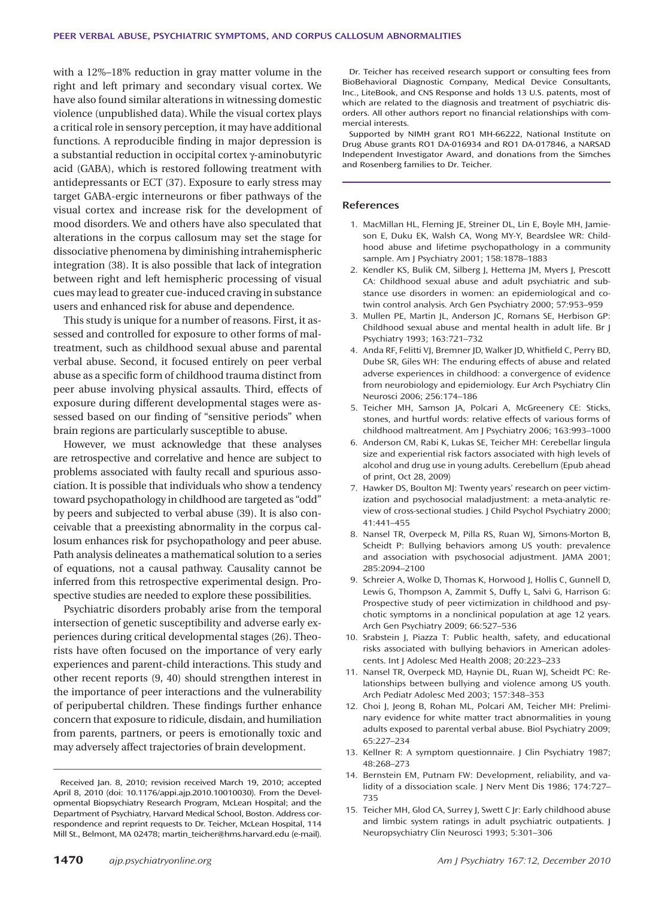with a 12%–18% reduction in gray matter volume in the right and left primary and secondary visual cortex. We have also found similar alterations in witnessing domestic violence (unpublished data). While the visual cortex plays a critical role in sensory perception, it may have additional functions. A reproducible finding in major depression is a substantial reduction in occipital cortex γ-aminobutyric acid (GABA), which is restored following treatment with antidepressants or ECT (37). Exposure to early stress may target GABA-ergic interneurons or fiber pathways of the visual cortex and increase risk for the development of mood disorders. We and others have also speculated that alterations in the corpus callosum may set the stage for dissociative phenomena by diminishing intrahemispheric integration (38). It is also possible that lack of integration between right and left hemispheric processing of visual cues may lead to greater cue-induced craving in substance users and enhanced risk for abuse and dependence.

This study is unique for a number of reasons. First, it assessed and controlled for exposure to other forms of maltreatment, such as childhood sexual abuse and parental verbal abuse. Second, it focused entirely on peer verbal abuse as a specific form of childhood trauma distinct from peer abuse involving physical assaults. Third, effects of exposure during different developmental stages were assessed based on our finding of "sensitive periods" when brain regions are particularly susceptible to abuse.

However, we must acknowledge that these analyses are retrospective and correlative and hence are subject to problems associated with faulty recall and spurious association. It is possible that individuals who show a tendency toward psychopathology in childhood are targeted as "odd" by peers and subjected to verbal abuse (39). It is also conceivable that a preexisting abnormality in the corpus callosum enhances risk for psychopathology and peer abuse. Path analysis delineates a mathematical solution to a series of equations, not a causal pathway. Causality cannot be inferred from this retrospective experimental design. Prospective studies are needed to explore these possibilities.

Psychiatric disorders probably arise from the temporal intersection of genetic susceptibility and adverse early experiences during critical developmental stages (26). Theorists have often focused on the importance of very early experiences and parent-child interactions. This study and other recent reports (9, 40) should strengthen interest in the importance of peer interactions and the vulnerability of peripubertal children. These findings further enhance concern that exposure to ridicule, disdain, and humiliation from parents, partners, or peers is emotionally toxic and may adversely affect trajectories of brain development.

Received Jan. 8, 2010; revision received March 19, 2010; accepted April 8, 2010 (doi: 10.1176/appi.ajp.2010.10010030). From the Developmental Biopsychiatry Research Program, McLean Hospital; and the Department of Psychiatry, Harvard Medical School, Boston. Address correspondence and reprint requests to Dr. Teicher, McLean Hospital, 114 Mill St., Belmont, MA 02478; martin_teicher@hms.harvard.edu (e-mail).

Dr. Teicher has received research support or consulting fees from BioBehavioral Diagnostic Company, Medical Device Consultants, Inc., LiteBook, and CNS Response and holds 13 U.S. patents, most of which are related to the diagnosis and treatment of psychiatric disorders. All other authors report no financial relationships with commercial interests.

Supported by NIMH grant RO1 MH-66222, National Institute on Drug Abuse grants RO1 DA-016934 and RO1 DA-017846, a NARSAD Independent Investigator Award, and donations from the Simches and Rosenberg families to Dr. Teicher.

## References

1. MacMillan HL, Fleming JE, Streiner DL, Lin E, Boyle MH, Jamieson E, Duku EK, Walsh CA, Wong MY-Y, Beardslee WR: Childhood abuse and lifetime psychopathology in a community sample. Am J Psychiatry 2001; 158:1878–1883
2. Kendler KS, Bulik CM, Silberg J, Hettema JM, Myers J, Prescott CA: Childhood sexual abuse and adult psychiatric and substance use disorders in women: an epidemiological and cotwin control analysis. Arch Gen Psychiatry 2000; 57:953–959
3. Mullen PE, Martin JL, Anderson JC, Romans SE, Herbison GP: Childhood sexual abuse and mental health in adult life. Br J Psychiatry 1993; 163:721–732
4. Anda RF, Felitti VJ, Bremner JD, Walker JD, Whitfield C, Perry BD, Dube SR, Giles WH: The enduring effects of abuse and related adverse experiences in childhood: a convergence of evidence from neurobiology and epidemiology. Eur Arch Psychiatry Clin Neurosci 2006; 256:174–186
5. Teicher MH, Samson JA, Polcari A, McGreenery CE: Sticks, stones, and hurtful words: relative effects of various forms of childhood maltreatment. Am J Psychiatry 2006; 163:993–1000
6. Anderson CM, Rabi K, Lukas SE, Teicher MH: Cerebellar lingula size and experiential risk factors associated with high levels of alcohol and drug use in young adults. Cerebellum (Epub ahead of print, Oct 28, 2009)
7. Hawker DS, Boulton MJ: Twenty years' research on peer victimization and psychosocial maladjustment: a meta-analytic review of cross-sectional studies. J Child Psychol Psychiatry 2000; 41:441–455
8. Nansel TR, Overpeck M, Pilla RS, Ruan WJ, Simons-Morton B, Scheidt P: Bullying behaviors among US youth: prevalence and association with psychosocial adjustment. JAMA 2001; 285:2094–2100
9. Schreier A, Wolke D, Thomas K, Horwood J, Hollis C, Gunnell D, Lewis G, Thompson A, Zammit S, Duffy L, Salvi G, Harrison G: Prospective study of peer victimization in childhood and psychotic symptoms in a nonclinical population at age 12 years. Arch Gen Psychiatry 2009; 66:527–536
10. Srabstein J, Piazza T: Public health, safety, and educational risks associated with bullying behaviors in American adolescents. Int J Adolesc Med Health 2008; 20:223–233
11. Nansel TR, Overpeck MD, Haynie DL, Ruan WJ, Scheidt PC: Relationships between bullying and violence among US youth. Arch Pediatr Adolesc Med 2003; 157:348–353
12. Choi J, Jeong B, Rohan ML, Polcari AM, Teicher MH: Preliminary evidence for white matter tract abnormalities in young adults exposed to parental verbal abuse. Biol Psychiatry 2009; 65:227–234
13. Kellner R: A symptom questionnaire. J Clin Psychiatry 1987; 48:268–273
14. Bernstein EM, Putnam FW: Development, reliability, and validity of a dissociation scale. J Nerv Ment Dis 1986; 174:727–735
15. Teicher MH, Glod CA, Surrey J, Swett C Jr: Early childhood abuse and limbic system ratings in adult psychiatric outpatients. J Neuropsychiatry Clin Neurosci 1993; 5:301–306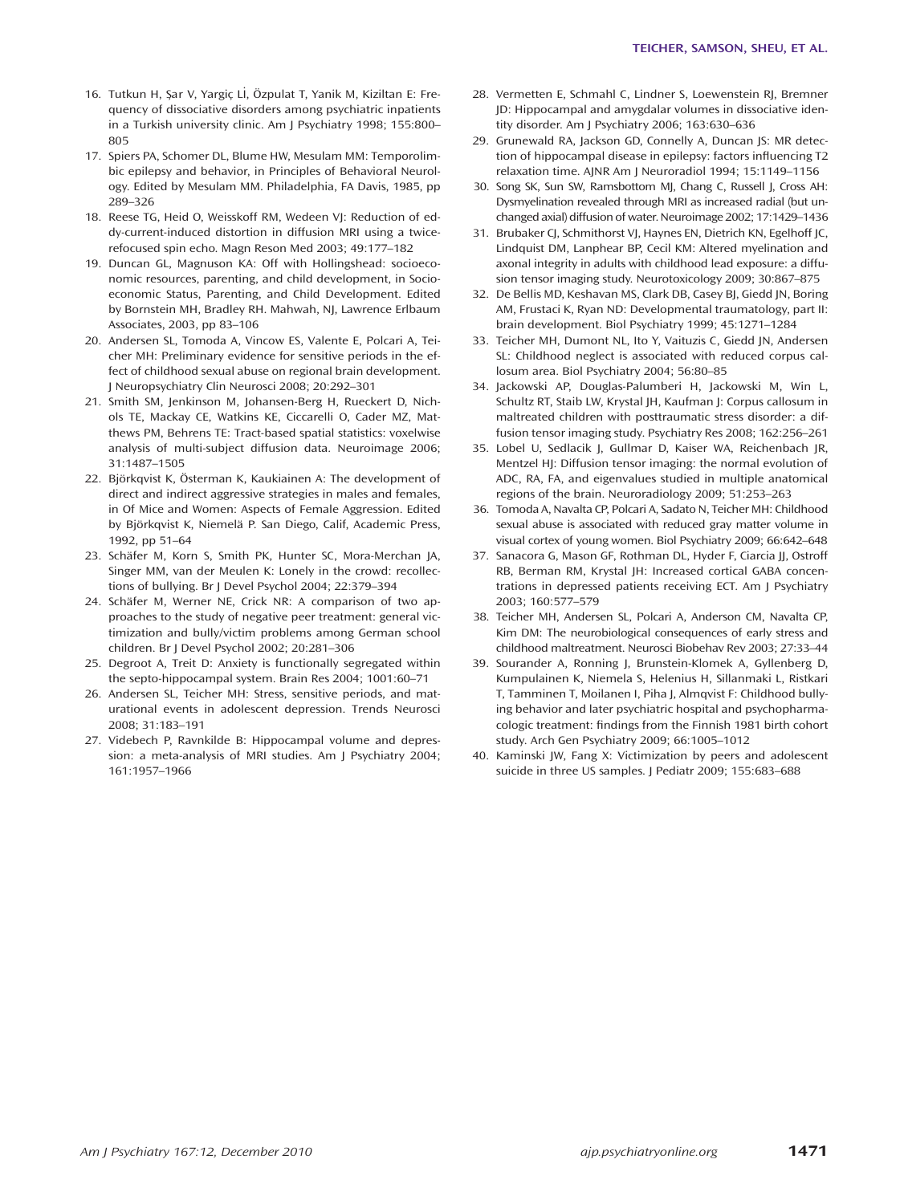16. Tutkun H, Şar V, Yargiç Lİ, Özpulat T, Yanik M, Kiziltan E: Frequency of dissociative disorders among psychiatric inpatients in a Turkish university clinic. Am J Psychiatry 1998; 155:800–805
17. Spiers PA, Schomer DL, Blume HW, Mesulam MM: Temporolimbic epilepsy and behavior, in Principles of Behavioral Neurology. Edited by Mesulam MM. Philadelphia, FA Davis, 1985, pp 289–326
18. Reese TG, Heid O, Weisskoff RM, Wedeen VJ: Reduction of eddy-current-induced distortion in diffusion MRI using a twice-refocused spin echo. Magn Reson Med 2003; 49:177–182
19. Duncan GL, Magnuson KA: Off with Hollingshead: socioeconomic resources, parenting, and child development, in Socioeconomic Status, Parenting, and Child Development. Edited by Bornstein MH, Bradley RH. Mahwah, NJ, Lawrence Erlbaum Associates, 2003, pp 83–106
20. Andersen SL, Tomoda A, Vincow ES, Valente E, Polcari A, Teicher MH: Preliminary evidence for sensitive periods in the effect of childhood sexual abuse on regional brain development. J Neuropsychiatry Clin Neurosci 2008; 20:292–301
21. Smith SM, Jenkinson M, Johansen-Berg H, Rueckert D, Nichols TE, Mackay CE, Watkins KE, Ciccarelli O, Cader MZ, Matthews PM, Behrens TE: Tract-based spatial statistics: voxelwise analysis of multi-subject diffusion data. Neuroimage 2006; 31:1487–1505
22. Björkqvist K, Österman K, Kaukiainen A: The development of direct and indirect aggressive strategies in males and females, in Of Mice and Women: Aspects of Female Aggression. Edited by Björkqvist K, Niemelä P. San Diego, Calif, Academic Press, 1992, pp 51–64
23. Schäfer M, Korn S, Smith PK, Hunter SC, Mora-Merchan JA, Singer MM, van der Meulen K: Lonely in the crowd: recollections of bullying. Br J Devel Psychol 2004; 22:379–394
24. Schäfer M, Werner NE, Crick NR: A comparison of two approaches to the study of negative peer treatment: general victimization and bully/victim problems among German school children. Br J Devel Psychol 2002; 20:281–306
25. Degroot A, Treit D: Anxiety is functionally segregated within the septo-hippocampal system. Brain Res 2004; 1001:60–71
26. Andersen SL, Teicher MH: Stress, sensitive periods, and maturational events in adolescent depression. Trends Neurosci 2008; 31:183–191
27. Videbech P, Ravnkilde B: Hippocampal volume and depression: a meta-analysis of MRI studies. Am J Psychiatry 2004; 161:1957–1966
28. Vermetten E, Schmahl C, Lindner S, Loewenstein RJ, Bremner JD: Hippocampal and amygdalar volumes in dissociative identity disorder. Am J Psychiatry 2006; 163:630–636
29. Grunewald RA, Jackson GD, Connelly A, Duncan JS: MR detection of hippocampal disease in epilepsy: factors influencing T2 relaxation time. AJNR Am J Neuroradiol 1994; 15:1149–1156
30. Song SK, Sun SW, Ramsbottom MJ, Chang C, Russell J, Cross AH: Dysmyelination revealed through MRI as increased radial (but unchanged axial) diffusion of water. Neuroimage 2002; 17:1429–1436
31. Brubaker CJ, Schmithorst VJ, Haynes EN, Dietrich KN, Egelhoff JC, Lindquist DM, Lanphear BP, Cecil KM: Altered myelination and axonal integrity in adults with childhood lead exposure: a diffusion tensor imaging study. Neurotoxicology 2009; 30:867–875
32. De Bellis MD, Keshavan MS, Clark DB, Casey BJ, Giedd JN, Boring AM, Frustaci K, Ryan ND: Developmental traumatology, part II: brain development. Biol Psychiatry 1999; 45:1271–1284
33. Teicher MH, Dumont NL, Ito Y, Vaituzis C, Giedd JN, Andersen SL: Childhood neglect is associated with reduced corpus callosum area. Biol Psychiatry 2004; 56:80–85
34. Jackowski AP, Douglas-Palumberi H, Jackowski M, Win L, Schultz RT, Staib LW, Krystal JH, Kaufman J: Corpus callosum in maltreated children with posttraumatic stress disorder: a diffusion tensor imaging study. Psychiatry Res 2008; 162:256–261
35. Lobel U, Sedlacik J, Gullmar D, Kaiser WA, Reichenbach JR, Mentzel HJ: Diffusion tensor imaging: the normal evolution of ADC, RA, FA, and eigenvalues studied in multiple anatomical regions of the brain. Neuroradiology 2009; 51:253–263
36. Tomoda A, Navalta CP, Polcari A, Sadato N, Teicher MH: Childhood sexual abuse is associated with reduced gray matter volume in visual cortex of young women. Biol Psychiatry 2009; 66:642–648
37. Sanacora G, Mason GF, Rothman DL, Hyder F, Ciarcia JJ, Ostroff RB, Berman RM, Krystal JH: Increased cortical GABA concentrations in depressed patients receiving ECT. Am J Psychiatry 2003; 160:577–579
38. Teicher MH, Andersen SL, Polcari A, Anderson CM, Navalta CP, Kim DM: The neurobiological consequences of early stress and childhood maltreatment. Neurosci Biobehav Rev 2003; 27:33–44
39. Sourander A, Ronning J, Brunstein-Klomek A, Gyllenberg D, Kumpulainen K, Niemela S, Helenius H, Sillanmaki L, Ristkari T, Tamminen T, Moilanen I, Piha J, Almqvist F: Childhood bullying behavior and later psychiatric hospital and psychopharmacologic treatment: findings from the Finnish 1981 birth cohort study. Arch Gen Psychiatry 2009; 66:1005–1012
40. Kaminski JW, Fang X: Victimization by peers and adolescent suicide in three US samples. J Pediatr 2009; 155:683–688